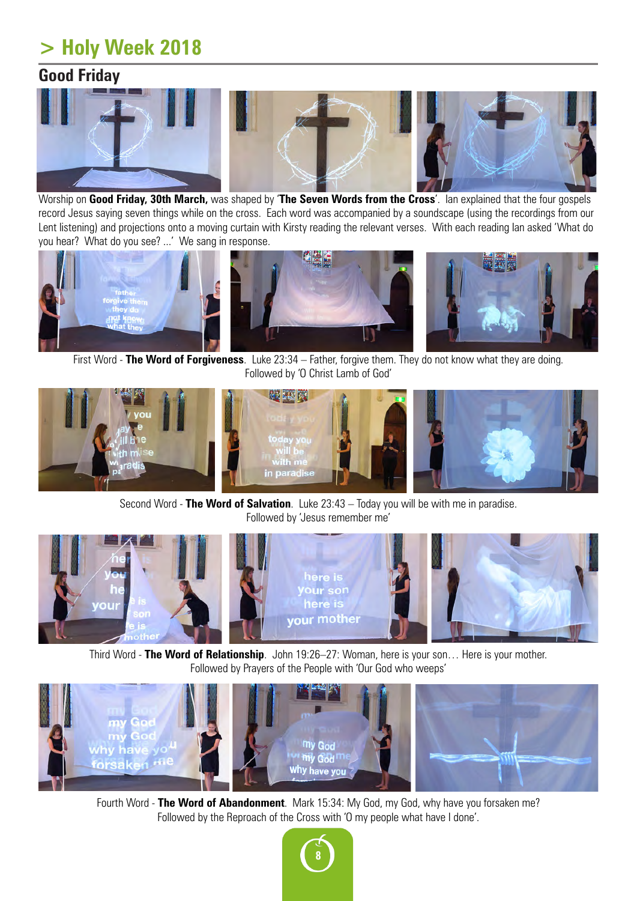# > Holy Week 2018

## Good Friday

Worship on **Good Friday, 30th March,** was shaped by '**The Seven Words from the Cross**'. Ian explained that the four gospels record Jesus saying seven things while on the cross. Each word was accompanied by a soundscape (using the recordings from our Lent listening) and projections onto a moving curtain with Kirsty reading the relevant verses. With each reading Ian asked 'What do you hear? What do you see? ...' We sang in response.

First Word - **The Word of Forgiveness**. Luke 23:34 – Father, forgive them. They do not know what they are doing. Followed by 'O Christ Lamb of God'

Second Word - **The Word of Salvation**. Luke 23:43 – Today you will be with me in paradise. Followed by 'Jesus remember me'

Third Word - **The Word of Relationship**. John 19:26–27: Woman, here is your son… Here is your mother. Followed by Prayers of the People with 'Our God who weeps'

Fourth Word - **The Word of Abandonment**. Mark 15:34: My God, my God, why have you forsaken me? Followed by the Reproach of the Cross with 'O my people what have I done'.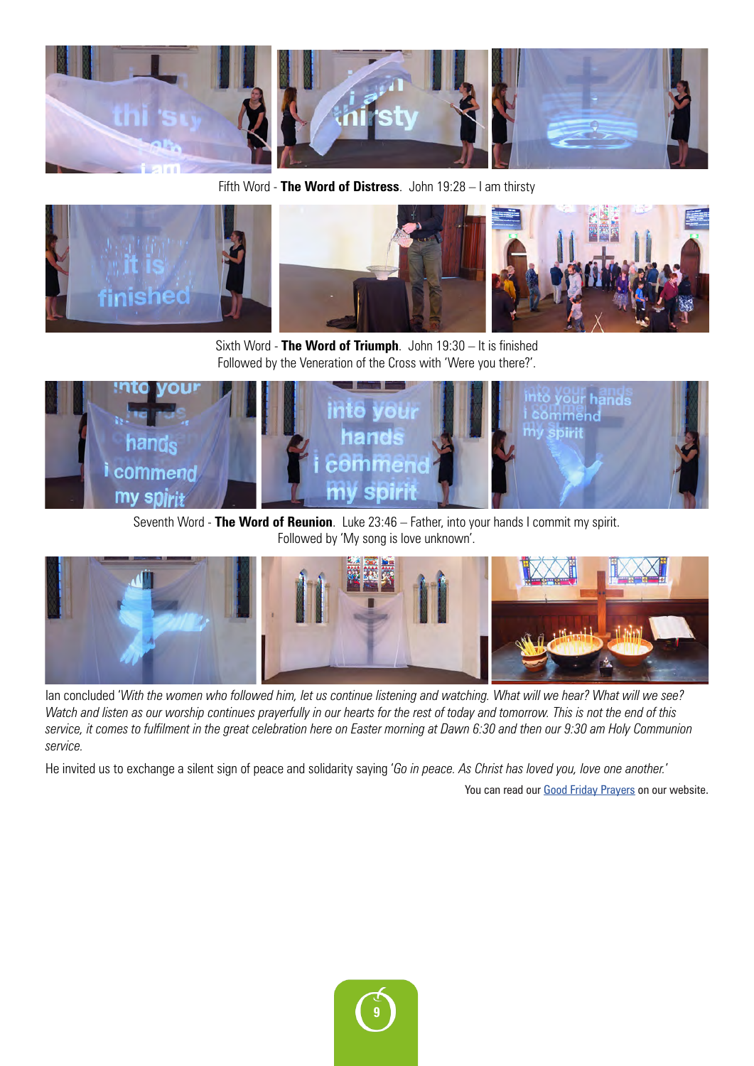Fifth Word - **The Word of Distress**. John 19:28 – I am thirsty

Sixth Word - **The Word of Triumph**. John 19:30 – It is finished
Followed by the Veneration of the Cross with 'Were you there?'.

Seventh Word - **The Word of Reunion**. Luke 23:46 – Father, into your hands I commit my spirit.
Followed by 'My song is love unknown'.

Ian concluded '*With the women who followed him, let us continue listening and watching. What will we hear? What will we see? Watch and listen as our worship continues prayerfully in our hearts for the rest of today and tomorrow. This is not the end of this service, it comes to fulfilment in the great celebration here on Easter morning at Dawn 6:30 and then our 9:30 am Holy Communion service.*

He invited us to exchange a silent sign of peace and solidarity saying '*Go in peace. As Christ has loved you, love one another.*'

You can read our Good Friday Prayers on our website.